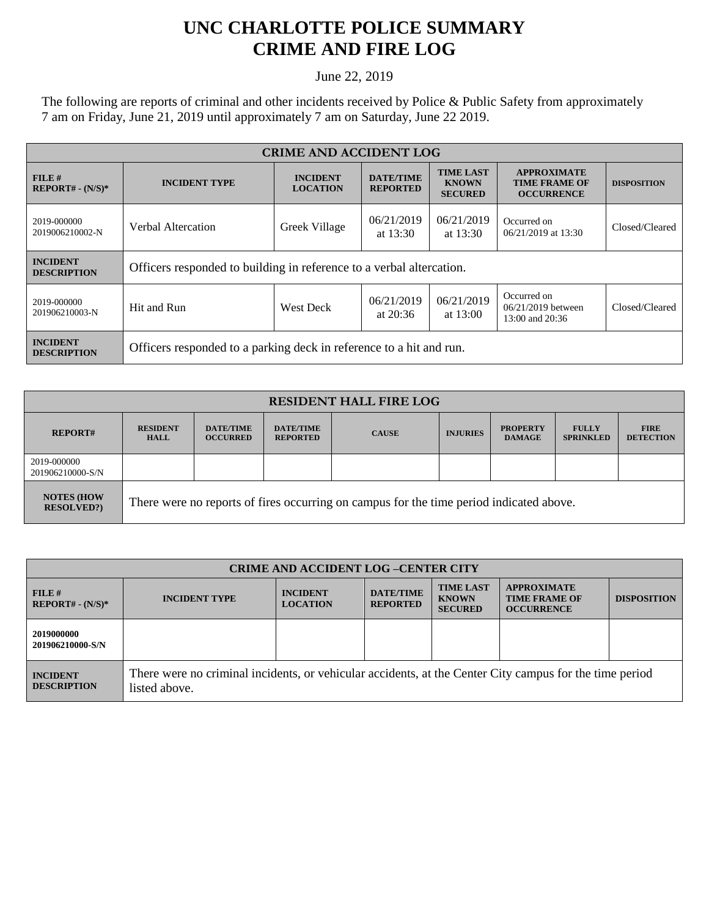# UNC CHARLOTTE POLICE SUMMARY
# CRIME AND FIRE LOG

June 22, 2019

The following are reports of criminal and other incidents received by Police & Public Safety from approximately 7 am on Friday, June 21, 2019 until approximately 7 am on Saturday, June 22 2019.

| CRIME AND ACCIDENT LOG | | | | | | |
|---|---|---|---|---|---|---|
| **FILE # REPORT# - (N/S)*** | **INCIDENT TYPE** | **INCIDENT LOCATION** | **DATE/TIME REPORTED** | **TIME LAST KNOWN SECURED** | **APPROXIMATE TIME FRAME OF OCCURRENCE** | **DISPOSITION** |
| 2019-000000 2019006210002-N | Verbal Altercation | Greek Village | 06/21/2019 at 13:30 | 06/21/2019 at 13:30 | Occurred on 06/21/2019 at 13:30 | Closed/Cleared |
| **INCIDENT DESCRIPTION** | Officers responded to building in reference to a verbal altercation. | | | | | |
| 2019-000000 201906210003-N | Hit and Run | West Deck | 06/21/2019 at 20:36 | 06/21/2019 at 13:00 | Occurred on 06/21/2019 between 13:00 and 20:36 | Closed/Cleared |
| **INCIDENT DESCRIPTION** | Officers responded to a parking deck in reference to a hit and run. | | | | | |

| RESIDENT HALL FIRE LOG | | | | | | | | |
|---|---|---|---|---|---|---|---|---|
| **REPORT#** | **RESIDENT HALL** | **DATE/TIME OCCURRED** | **DATE/TIME REPORTED** | **CAUSE** | **INJURIES** | **PROPERTY DAMAGE** | **FULLY SPRINKLED** | **FIRE DETECTION** |
| 2019-000000 201906210000-S/N | | | | | | | | |
| **NOTES (HOW RESOLVED?)** | There were no reports of fires occurring on campus for the time period indicated above. | | | | | | | |

| CRIME AND ACCIDENT LOG –CENTER CITY | | | | | | |
|---|---|---|---|---|---|---|
| **FILE # REPORT# - (N/S)*** | **INCIDENT TYPE** | **INCIDENT LOCATION** | **DATE/TIME REPORTED** | **TIME LAST KNOWN SECURED** | **APPROXIMATE TIME FRAME OF OCCURRENCE** | **DISPOSITION** |
| **2019000000 201906210000-S/N** | | | | | | |
| **INCIDENT DESCRIPTION** | There were no criminal incidents, or vehicular accidents, at the Center City campus for the time period listed above. | | | | | |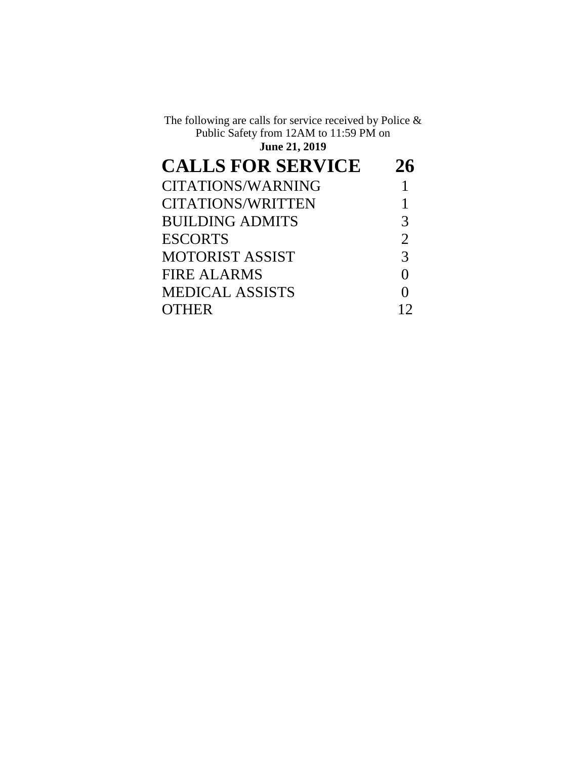The following are calls for service received by Police & Public Safety from 12AM to 11:59 PM on
**June 21, 2019**

| | |
|---|---|
| **CALLS FOR SERVICE** | **26** |
| CITATIONS/WARNING | 1 |
| CITATIONS/WRITTEN | 1 |
| BUILDING ADMITS | 3 |
| ESCORTS | 2 |
| MOTORIST ASSIST | 3 |
| FIRE ALARMS | 0 |
| MEDICAL ASSISTS | 0 |
| OTHER | 12 |